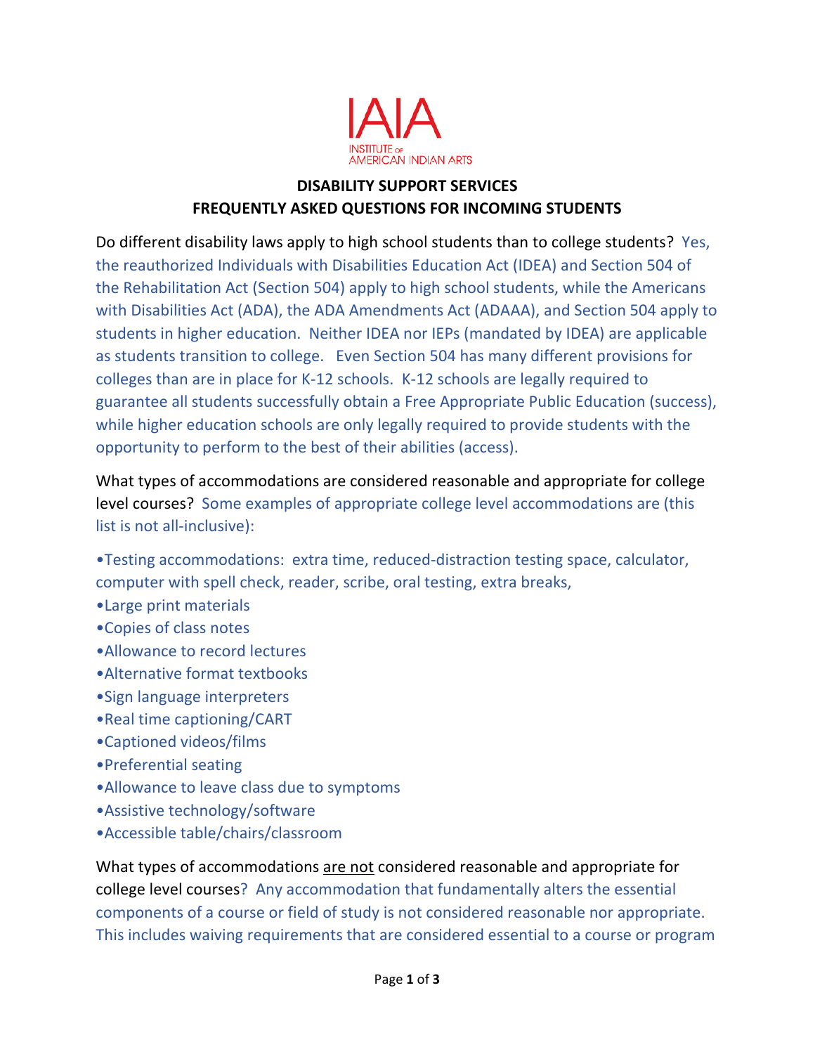IAIA
INSTITUTE OF AMERICAN INDIAN ARTS

# DISABILITY SUPPORT SERVICES
## FREQUENTLY ASKED QUESTIONS FOR INCOMING STUDENTS

Do different disability laws apply to high school students than to college students? Yes, the reauthorized Individuals with Disabilities Education Act (IDEA) and Section 504 of the Rehabilitation Act (Section 504) apply to high school students, while the Americans with Disabilities Act (ADA), the ADA Amendments Act (ADAAA), and Section 504 apply to students in higher education. Neither IDEA nor IEPs (mandated by IDEA) are applicable as students transition to college. Even Section 504 has many different provisions for colleges than are in place for K-12 schools. K-12 schools are legally required to guarantee all students successfully obtain a Free Appropriate Public Education (success), while higher education schools are only legally required to provide students with the opportunity to perform to the best of their abilities (access).

What types of accommodations are considered reasonable and appropriate for college level courses? Some examples of appropriate college level accommodations are (this list is not all-inclusive):

- Testing accommodations: extra time, reduced-distraction testing space, calculator, computer with spell check, reader, scribe, oral testing, extra breaks,
- Large print materials
- Copies of class notes
- Allowance to record lectures
- Alternative format textbooks
- Sign language interpreters
- Real time captioning/CART
- Captioned videos/films
- Preferential seating
- Allowance to leave class due to symptoms
- Assistive technology/software
- Accessible table/chairs/classroom

What types of accommodations <u>are not</u> considered reasonable and appropriate for college level courses? Any accommodation that fundamentally alters the essential components of a course or field of study is not considered reasonable nor appropriate. This includes waiving requirements that are considered essential to a course or program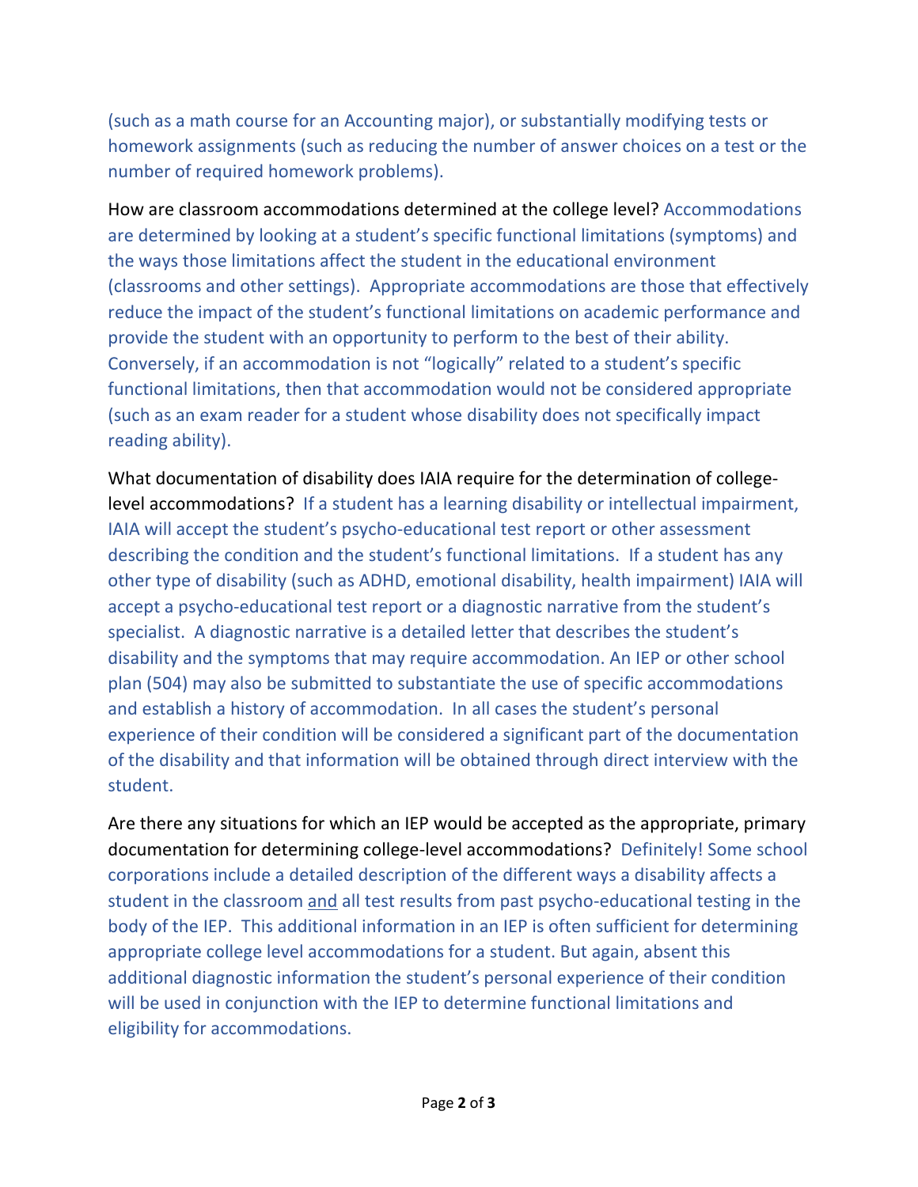(such as a math course for an Accounting major), or substantially modifying tests or homework assignments (such as reducing the number of answer choices on a test or the number of required homework problems).

How are classroom accommodations determined at the college level? Accommodations are determined by looking at a student's specific functional limitations (symptoms) and the ways those limitations affect the student in the educational environment (classrooms and other settings). Appropriate accommodations are those that effectively reduce the impact of the student's functional limitations on academic performance and provide the student with an opportunity to perform to the best of their ability. Conversely, if an accommodation is not "logically" related to a student's specific functional limitations, then that accommodation would not be considered appropriate (such as an exam reader for a student whose disability does not specifically impact reading ability).

What documentation of disability does IAIA require for the determination of college-level accommodations? If a student has a learning disability or intellectual impairment, IAIA will accept the student's psycho-educational test report or other assessment describing the condition and the student's functional limitations. If a student has any other type of disability (such as ADHD, emotional disability, health impairment) IAIA will accept a psycho-educational test report or a diagnostic narrative from the student's specialist. A diagnostic narrative is a detailed letter that describes the student's disability and the symptoms that may require accommodation. An IEP or other school plan (504) may also be submitted to substantiate the use of specific accommodations and establish a history of accommodation. In all cases the student's personal experience of their condition will be considered a significant part of the documentation of the disability and that information will be obtained through direct interview with the student.

Are there any situations for which an IEP would be accepted as the appropriate, primary documentation for determining college-level accommodations? Definitely! Some school corporations include a detailed description of the different ways a disability affects a student in the classroom <u>and</u> all test results from past psycho-educational testing in the body of the IEP. This additional information in an IEP is often sufficient for determining appropriate college level accommodations for a student. But again, absent this additional diagnostic information the student's personal experience of their condition will be used in conjunction with the IEP to determine functional limitations and eligibility for accommodations.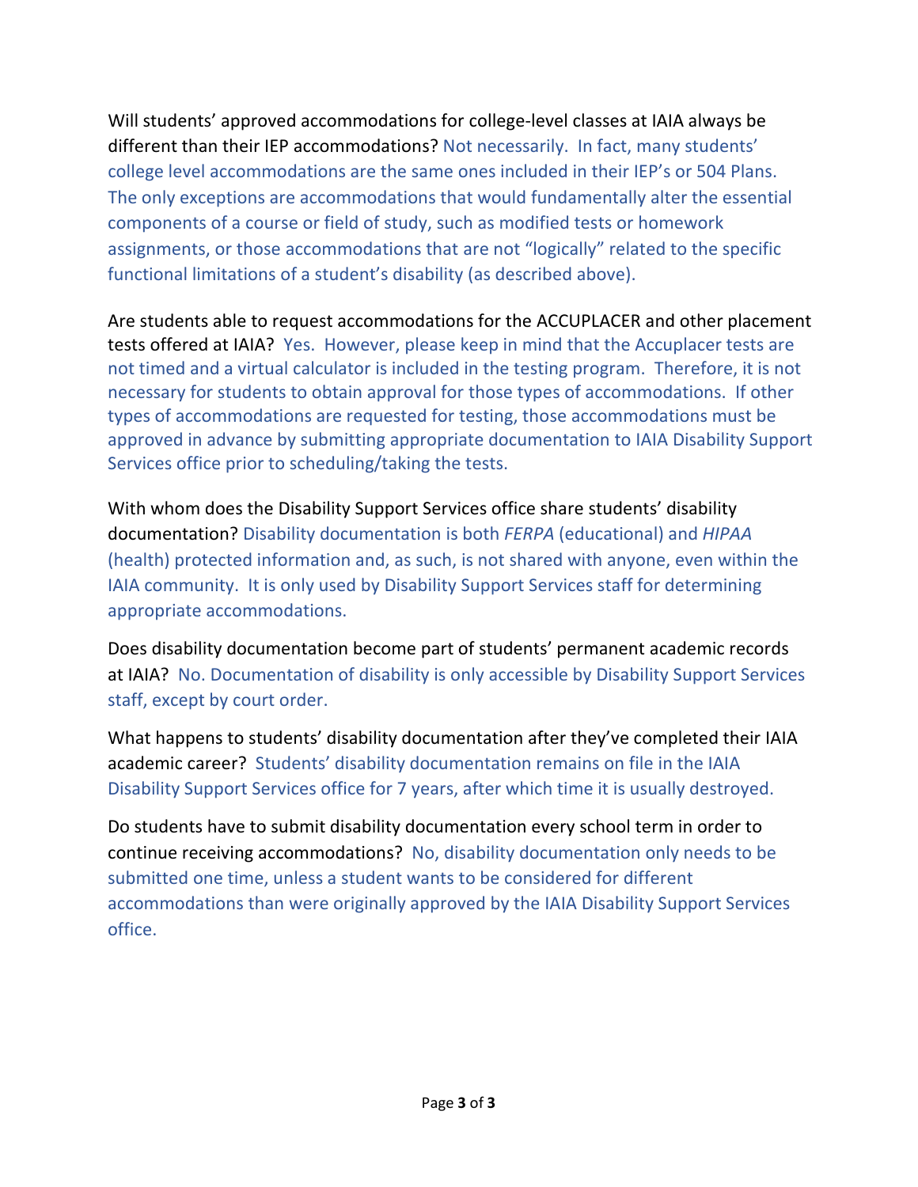Will students' approved accommodations for college-level classes at IAIA always be different than their IEP accommodations? Not necessarily. In fact, many students' college level accommodations are the same ones included in their IEP's or 504 Plans. The only exceptions are accommodations that would fundamentally alter the essential components of a course or field of study, such as modified tests or homework assignments, or those accommodations that are not "logically" related to the specific functional limitations of a student's disability (as described above).

Are students able to request accommodations for the ACCUPLACER and other placement tests offered at IAIA? Yes. However, please keep in mind that the Accuplacer tests are not timed and a virtual calculator is included in the testing program. Therefore, it is not necessary for students to obtain approval for those types of accommodations. If other types of accommodations are requested for testing, those accommodations must be approved in advance by submitting appropriate documentation to IAIA Disability Support Services office prior to scheduling/taking the tests.

With whom does the Disability Support Services office share students' disability documentation? Disability documentation is both *FERPA* (educational) and *HIPAA* (health) protected information and, as such, is not shared with anyone, even within the IAIA community. It is only used by Disability Support Services staff for determining appropriate accommodations.

Does disability documentation become part of students' permanent academic records at IAIA? No. Documentation of disability is only accessible by Disability Support Services staff, except by court order.

What happens to students' disability documentation after they've completed their IAIA academic career? Students' disability documentation remains on file in the IAIA Disability Support Services office for 7 years, after which time it is usually destroyed.

Do students have to submit disability documentation every school term in order to continue receiving accommodations? No, disability documentation only needs to be submitted one time, unless a student wants to be considered for different accommodations than were originally approved by the IAIA Disability Support Services office.